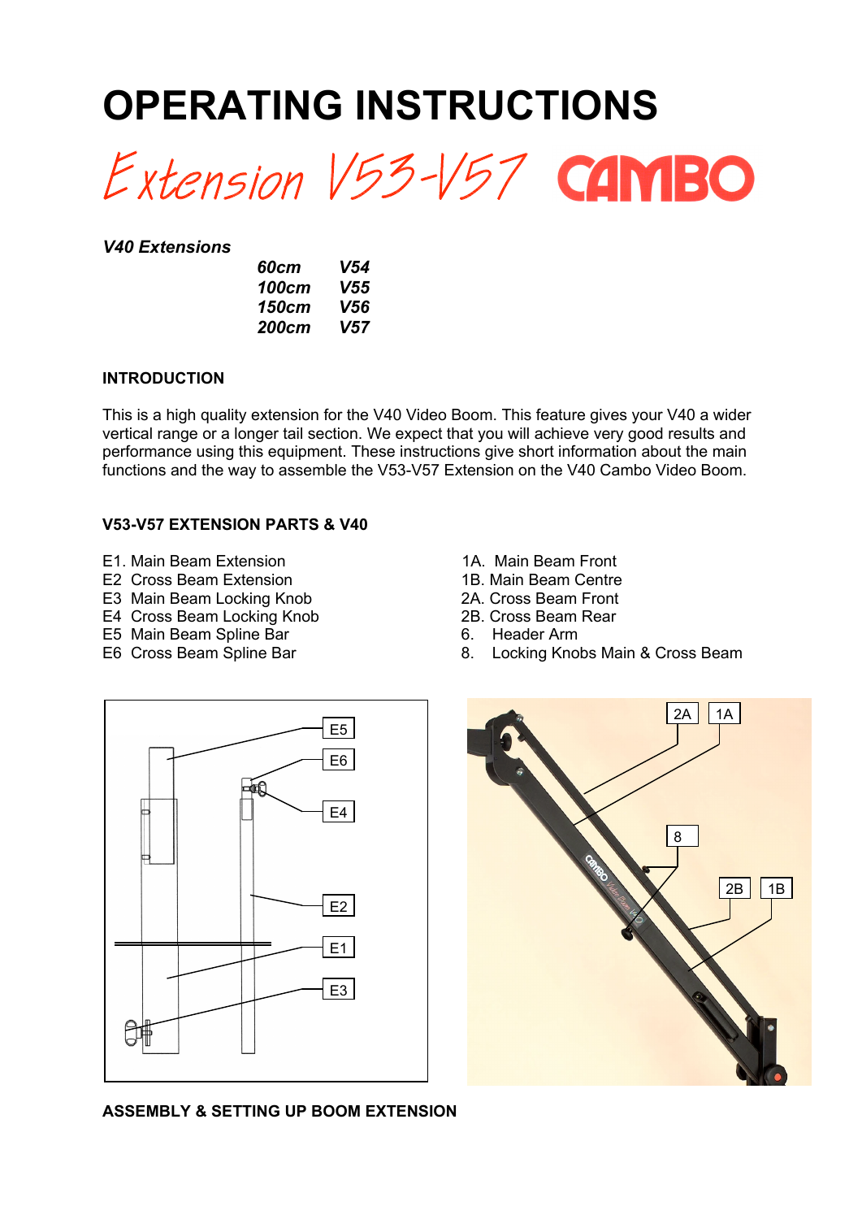# OPERATING INSTRUCTIONS

## Extension V53-V57 CAMBO

***V40 Extensions***

| | |
|---|---|
| ***60cm*** | ***V54*** |
| ***100cm*** | ***V55*** |
| ***150cm*** | ***V56*** |
| ***200cm*** | ***V57*** |

### INTRODUCTION

This is a high quality extension for the V40 Video Boom. This feature gives your V40 a wider vertical range or a longer tail section. We expect that you will achieve very good results and performance using this equipment. These instructions give short information about the main functions and the way to assemble the V53-V57 Extension on the V40 Cambo Video Boom.

### V53-V57 EXTENSION PARTS & V40

E1. Main Beam Extension
E2 Cross Beam Extension
E3 Main Beam Locking Knob
E4 Cross Beam Locking Knob
E5 Main Beam Spline Bar
E6 Cross Beam Spline Bar

1A. Main Beam Front
1B. Main Beam Centre
2A. Cross Beam Front
2B. Cross Beam Rear
6. Header Arm
8. Locking Knobs Main & Cross Beam

### ASSEMBLY & SETTING UP BOOM EXTENSION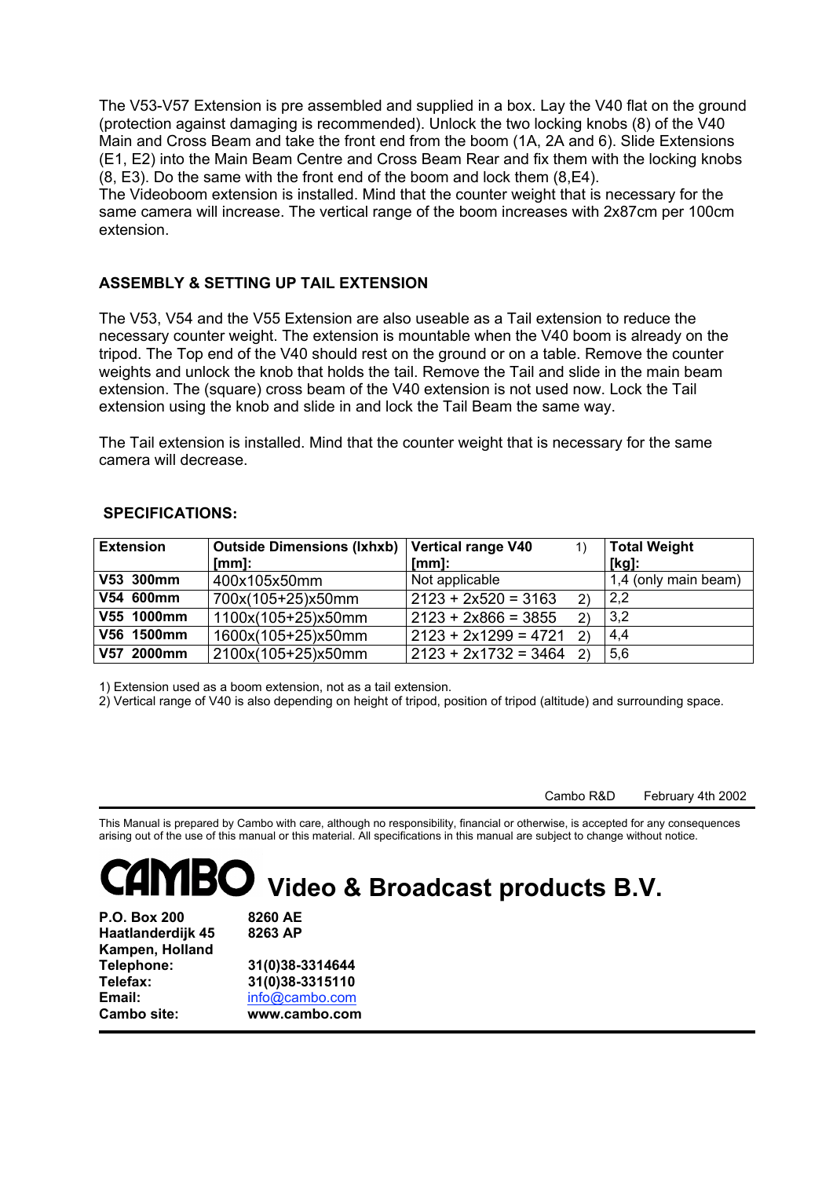The V53-V57 Extension is pre assembled and supplied in a box. Lay the V40 flat on the ground (protection against damaging is recommended). Unlock the two locking knobs (8) of the V40 Main and Cross Beam and take the front end from the boom (1A, 2A and 6). Slide Extensions (E1, E2) into the Main Beam Centre and Cross Beam Rear and fix them with the locking knobs (8, E3). Do the same with the front end of the boom and lock them (8,E4).
The Videoboom extension is installed. Mind that the counter weight that is necessary for the same camera will increase. The vertical range of the boom increases with 2x87cm per 100cm extension.

## ASSEMBLY & SETTING UP TAIL EXTENSION

The V53, V54 and the V55 Extension are also useable as a Tail extension to reduce the necessary counter weight. The extension is mountable when the V40 boom is already on the tripod. The Top end of the V40 should rest on the ground or on a table. Remove the counter weights and unlock the knob that holds the tail. Remove the Tail and slide in the main beam extension. The (square) cross beam of the V40 extension is not used now. Lock the Tail extension using the knob and slide in and lock the Tail Beam the same way.

The Tail extension is installed. Mind that the counter weight that is necessary for the same camera will decrease.

## SPECIFICATIONS:

| Extension | Outside Dimensions (lxhxb) [mm]: | Vertical range V40 1) [mm]: | Total Weight [kg]: |
|---|---|---|---|
| **V53 300mm** | 400x105x50mm | Not applicable | 1,4 (only main beam) |
| **V54 600mm** | 700x(105+25)x50mm | 2123 + 2x520 = 3163 2) | 2,2 |
| **V55 1000mm** | 1100x(105+25)x50mm | 2123 + 2x866 = 3855 2) | 3,2 |
| **V56 1500mm** | 1600x(105+25)x50mm | 2123 + 2x1299 = 4721 2) | 4,4 |
| **V57 2000mm** | 2100x(105+25)x50mm | 2123 + 2x1732 = 3464 2) | 5,6 |

1) Extension used as a boom extension, not as a tail extension.
2) Vertical range of V40 is also depending on height of tripod, position of tripod (altitude) and surrounding space.

Cambo R&D February 4th 2002

This Manual is prepared by Cambo with care, although no responsibility, financial or otherwise, is accepted for any consequences arising out of the use of this manual or this material. All specifications in this manual are subject to change without notice.

# CAMBO Video & Broadcast products B.V.

**P.O. Box 200** **8260 AE**
**Haatlanderdijk 45** **8263 AP**
**Kampen, Holland**
**Telephone:** **31(0)38-3314644**
**Telefax:** **31(0)38-3315110**
**Email:** info@cambo.com
**Cambo site:** **www.cambo.com**